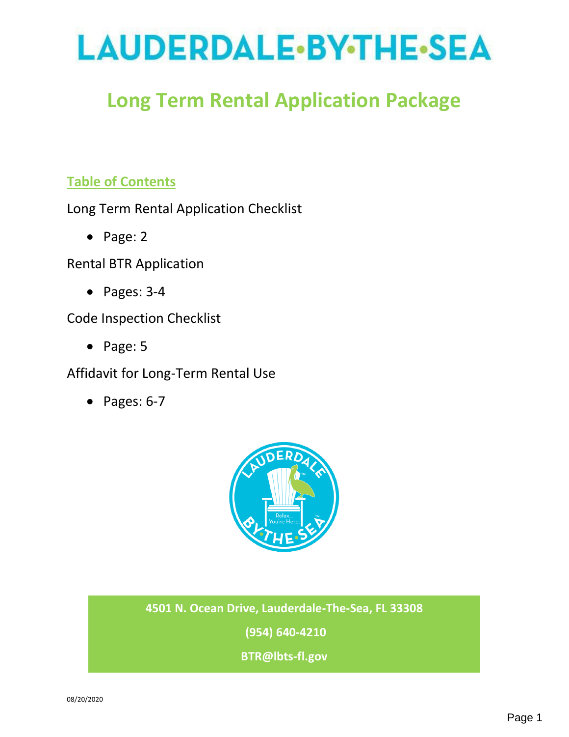# LAUDERDALE·BY·THE·SEA

## Long Term Rental Application Package

### Table of Contents

Long Term Rental Application Checklist

- Page: 2

Rental BTR Application

- Pages: 3-4

Code Inspection Checklist

- Page: 5

Affidavit for Long-Term Rental Use

- Pages: 6-7

**4501 N. Ocean Drive, Lauderdale-The-Sea, FL 33308**

**(954) 640-4210**

**BTR@lbts-fl.gov**

08/20/2020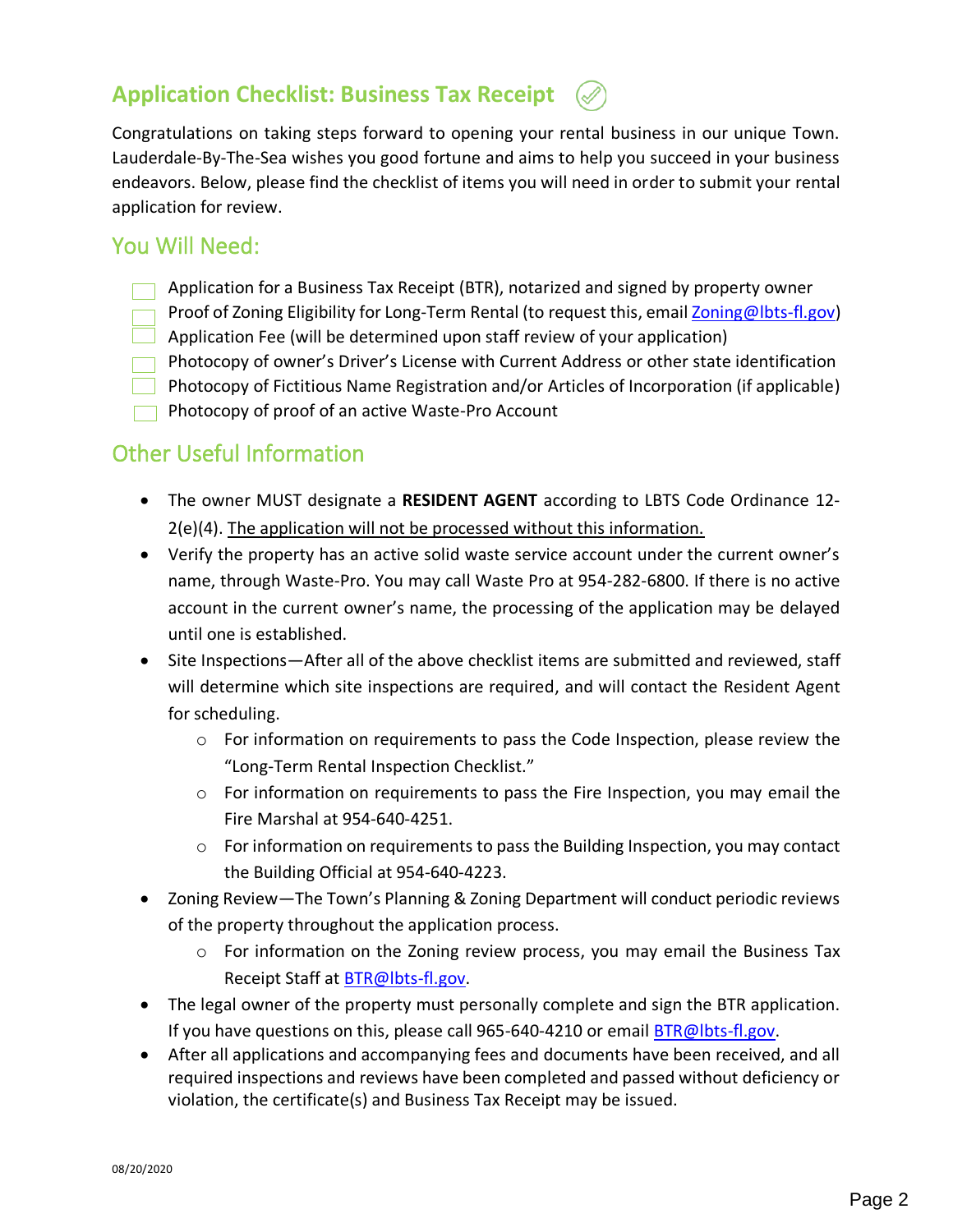## Application Checklist: Business Tax Receipt

Congratulations on taking steps forward to opening your rental business in our unique Town. Lauderdale-By-The-Sea wishes you good fortune and aims to help you succeed in your business endeavors. Below, please find the checklist of items you will need in order to submit your rental application for review.

### You Will Need:

- [ ] Application for a Business Tax Receipt (BTR), notarized and signed by property owner
- [ ] Proof of Zoning Eligibility for Long-Term Rental (to request this, email [Zoning@lbts-fl.gov](mailto:Zoning@lbts-fl.gov))
- [ ] Application Fee (will be determined upon staff review of your application)
- [ ] Photocopy of owner's Driver's License with Current Address or other state identification
- [ ] Photocopy of Fictitious Name Registration and/or Articles of Incorporation (if applicable)
- [ ] Photocopy of proof of an active Waste-Pro Account

### Other Useful Information

- The owner MUST designate a **RESIDENT AGENT** according to LBTS Code Ordinance 12-2(e)(4). <u>The application will not be processed without this information.</u>
- Verify the property has an active solid waste service account under the current owner's name, through Waste-Pro. You may call Waste Pro at 954-282-6800. If there is no active account in the current owner's name, the processing of the application may be delayed until one is established.
- Site Inspections—After all of the above checklist items are submitted and reviewed, staff will determine which site inspections are required, and will contact the Resident Agent for scheduling.
  - For information on requirements to pass the Code Inspection, please review the "Long-Term Rental Inspection Checklist."
  - For information on requirements to pass the Fire Inspection, you may email the Fire Marshal at 954-640-4251.
  - For information on requirements to pass the Building Inspection, you may contact the Building Official at 954-640-4223.
- Zoning Review—The Town's Planning & Zoning Department will conduct periodic reviews of the property throughout the application process.
  - For information on the Zoning review process, you may email the Business Tax Receipt Staff at [BTR@lbts-fl.gov](mailto:BTR@lbts-fl.gov).
- The legal owner of the property must personally complete and sign the BTR application. If you have questions on this, please call 965-640-4210 or email [BTR@lbts-fl.gov](mailto:BTR@lbts-fl.gov).
- After all applications and accompanying fees and documents have been received, and all required inspections and reviews have been completed and passed without deficiency or violation, the certificate(s) and Business Tax Receipt may be issued.

08/20/2020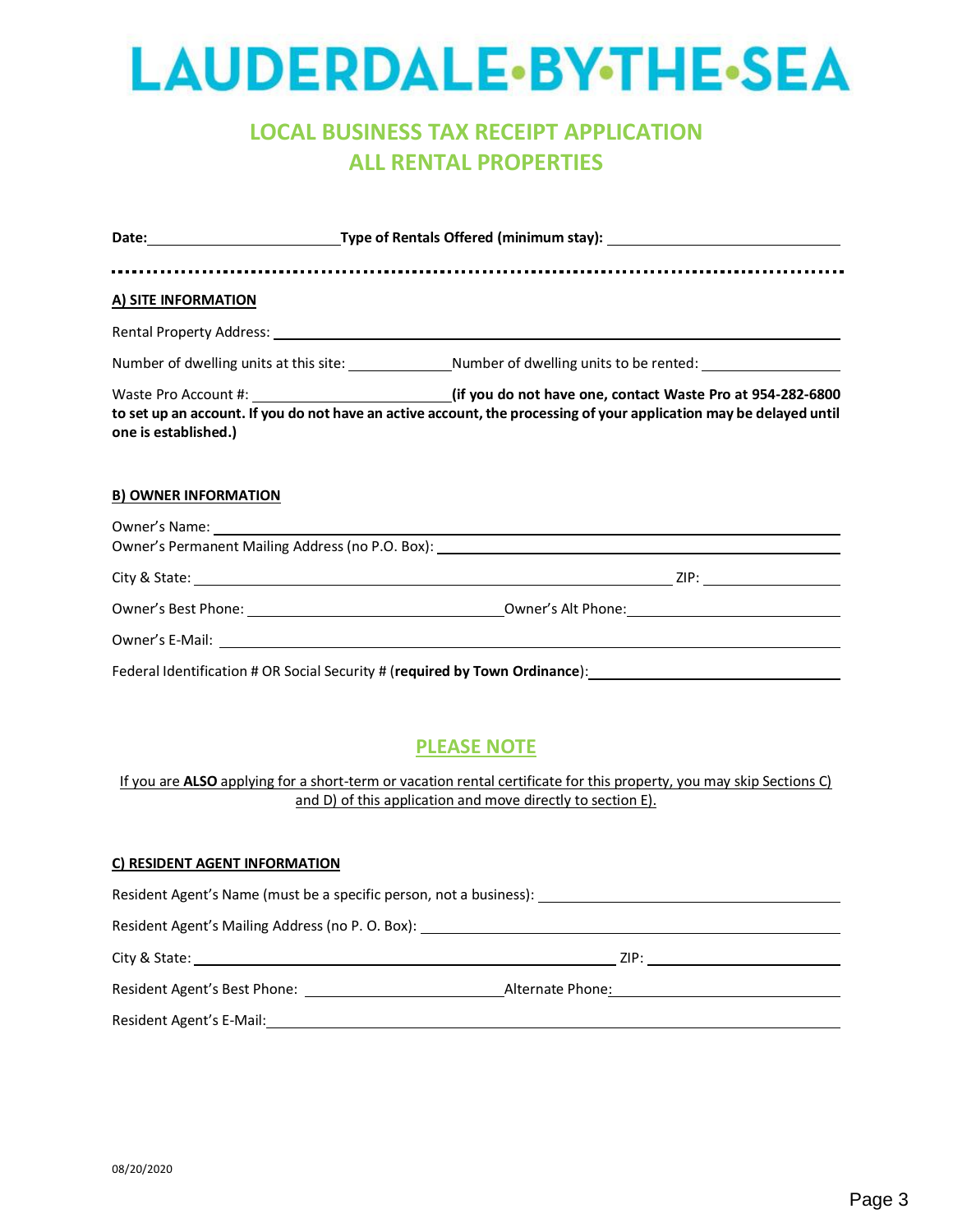# LAUDERDALE·BY·THE·SEA

## LOCAL BUSINESS TAX RECEIPT APPLICATION
## ALL RENTAL PROPERTIES

**Date:** ________________________ **Type of Rentals Offered (minimum stay):** ______________________________

---

**A) SITE INFORMATION**

Rental Property Address: ____________________________________________________________

Number of dwelling units at this site: ____________ Number of dwelling units to be rented: ________________

Waste Pro Account #: ________________________ **(if you do not have one, contact Waste Pro at 954-282-6800 to set up an account. If you do not have an active account, the processing of your application may be delayed until one is established.)**

**B) OWNER INFORMATION**

Owner's Name: ____________________________________________________________

Owner's Permanent Mailing Address (no P.O. Box): ______________________________________

City & State: ______________________________________________ ZIP: ________________

Owner's Best Phone: ______________________________ Owner's Alt Phone: ________________________

Owner's E-Mail: ____________________________________________________________

Federal Identification # OR Social Security # (**required by Town Ordinance**): ______________________________

## PLEASE NOTE

If you are **ALSO** applying for a short-term or vacation rental certificate for this property, you may skip Sections C) and D) of this application and move directly to section E).

**C) RESIDENT AGENT INFORMATION**

Resident Agent's Name (must be a specific person, not a business): ______________________________

Resident Agent's Mailing Address (no P. O. Box): ______________________________________

City & State: ______________________________________________ ZIP: ________________

Resident Agent's Best Phone: ________________________ Alternate Phone: ________________________

Resident Agent's E-Mail: ____________________________________________________________

08/20/2020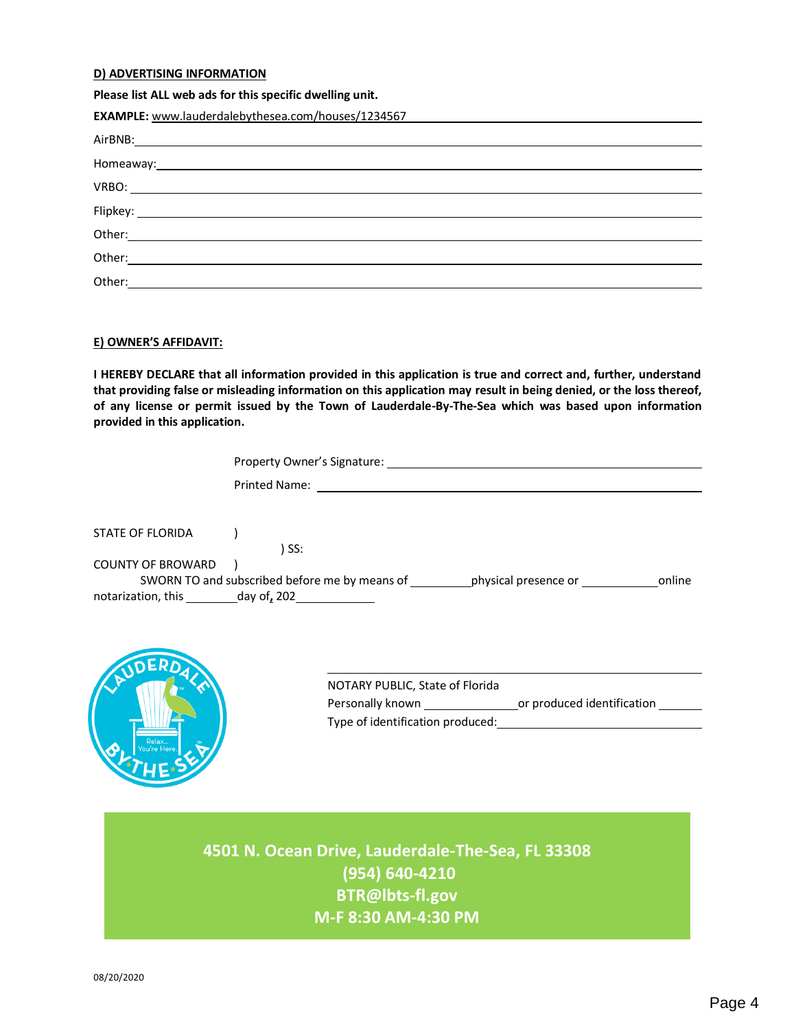**D) ADVERTISING INFORMATION**

**Please list ALL web ads for this specific dwelling unit.**

**EXAMPLE:** www.lauderdalebythesea.com/houses/1234567

AirBNB: ______________________________

Homeaway: ______________________________

VRBO: ______________________________

Flipkey: ______________________________

Other: ______________________________

Other: ______________________________

Other: ______________________________

**E) OWNER'S AFFIDAVIT:**

**I HEREBY DECLARE that all information provided in this application is true and correct and, further, understand that providing false or misleading information on this application may result in being denied, or the loss thereof, of any license or permit issued by the Town of Lauderdale-By-The-Sea which was based upon information provided in this application.**

Property Owner's Signature: ______________________________

Printed Name: ______________________________

STATE OF FLORIDA )
) SS:
COUNTY OF BROWARD )

SWORN TO and subscribed before me by means of ________ physical presence or ________ online notarization, this ________ day of, 202________

______________________________
NOTARY PUBLIC, State of Florida
Personally known ____________ or produced identification ________
Type of identification produced: ______________________________

**4501 N. Ocean Drive, Lauderdale-The-Sea, FL 33308**
**(954) 640-4210**
**BTR@lbts-fl.gov**
**M-F 8:30 AM-4:30 PM**

08/20/2020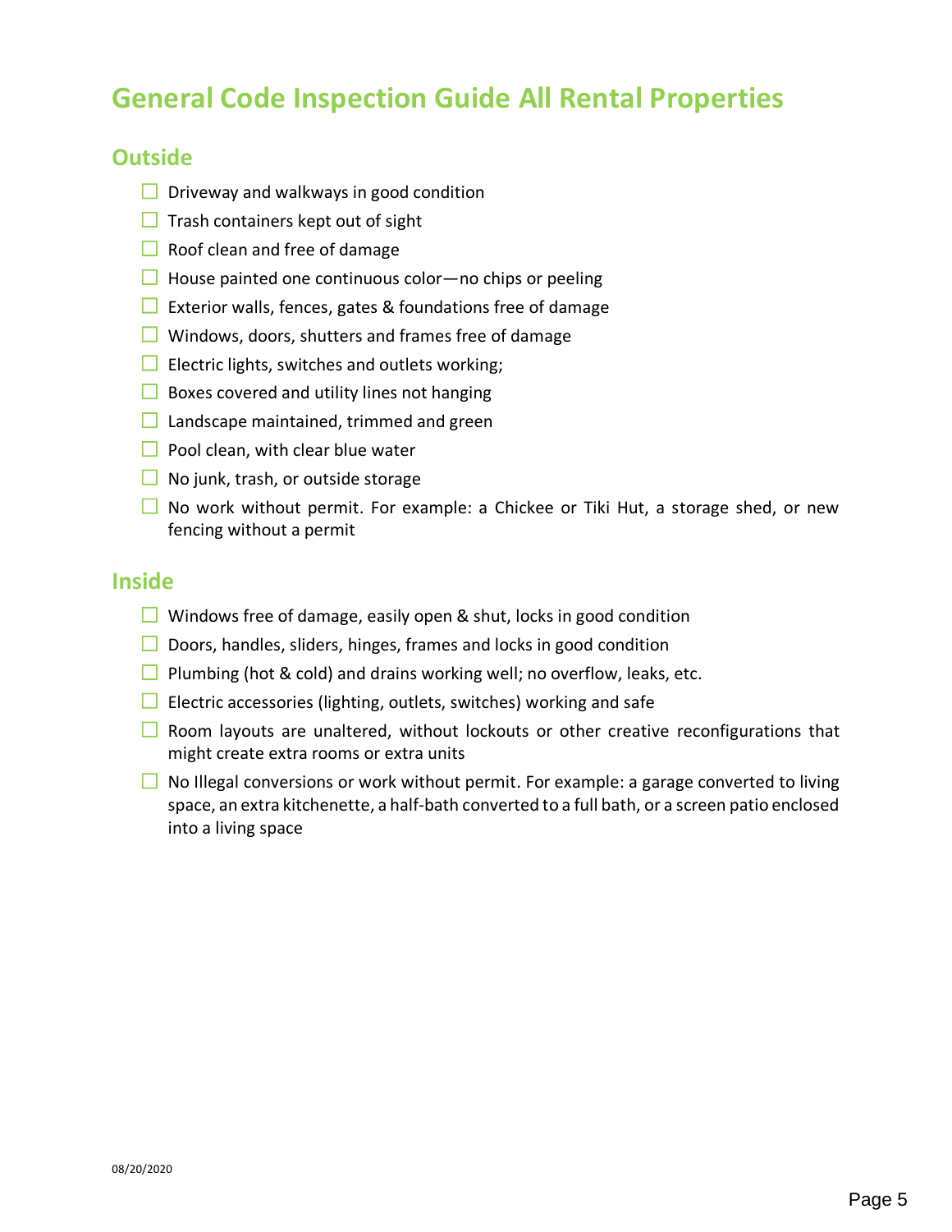# General Code Inspection Guide All Rental Properties

## Outside

- [ ] Driveway and walkways in good condition
- [ ] Trash containers kept out of sight
- [ ] Roof clean and free of damage
- [ ] House painted one continuous color—no chips or peeling
- [ ] Exterior walls, fences, gates & foundations free of damage
- [ ] Windows, doors, shutters and frames free of damage
- [ ] Electric lights, switches and outlets working;
- [ ] Boxes covered and utility lines not hanging
- [ ] Landscape maintained, trimmed and green
- [ ] Pool clean, with clear blue water
- [ ] No junk, trash, or outside storage
- [ ] No work without permit. For example: a Chickee or Tiki Hut, a storage shed, or new fencing without a permit

## Inside

- [ ] Windows free of damage, easily open & shut, locks in good condition
- [ ] Doors, handles, sliders, hinges, frames and locks in good condition
- [ ] Plumbing (hot & cold) and drains working well; no overflow, leaks, etc.
- [ ] Electric accessories (lighting, outlets, switches) working and safe
- [ ] Room layouts are unaltered, without lockouts or other creative reconfigurations that might create extra rooms or extra units
- [ ] No Illegal conversions or work without permit. For example: a garage converted to living space, an extra kitchenette, a half-bath converted to a full bath, or a screen patio enclosed into a living space

08/20/2020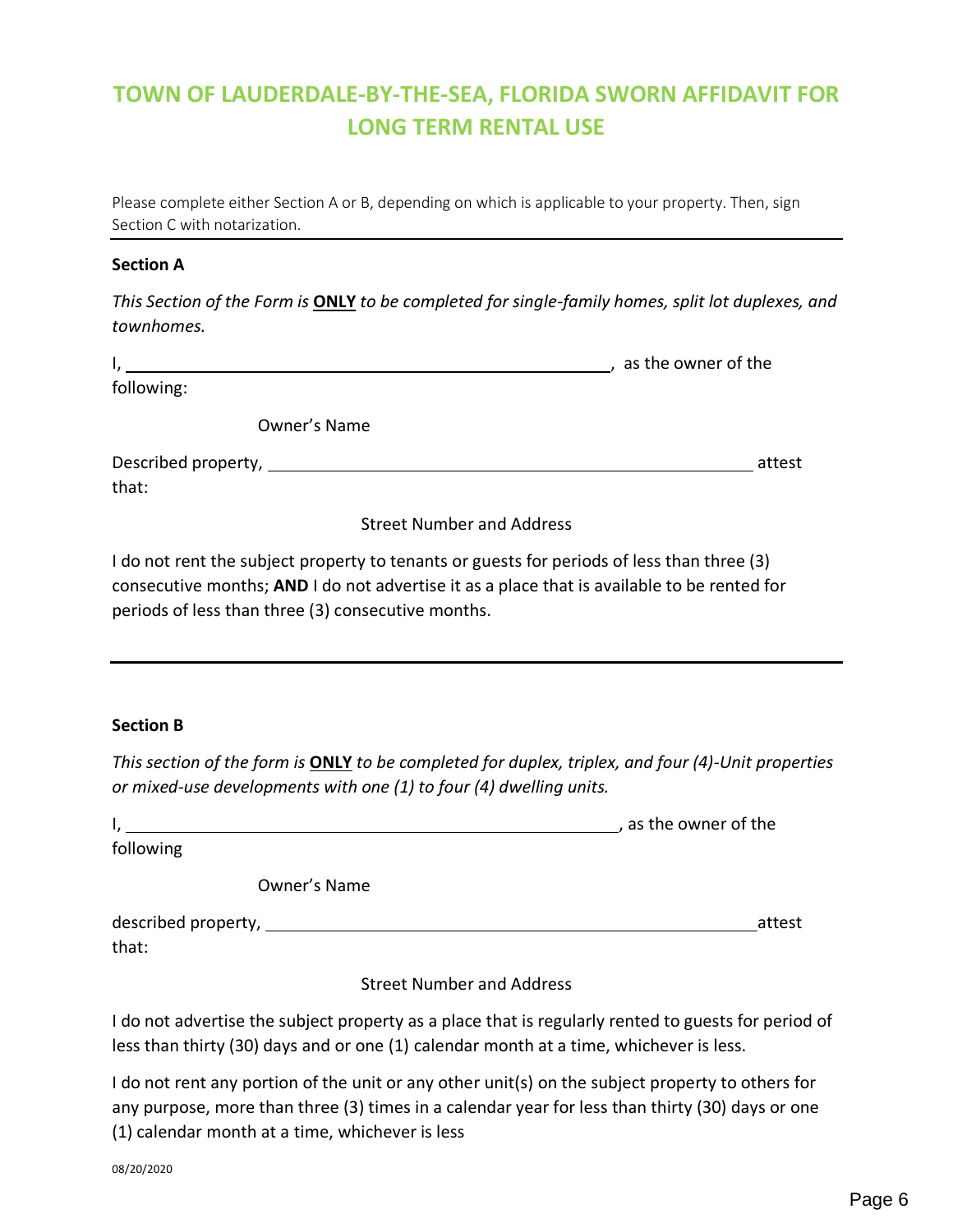# TOWN OF LAUDERDALE-BY-THE-SEA, FLORIDA SWORN AFFIDAVIT FOR LONG TERM RENTAL USE

Please complete either Section A or B, depending on which is applicable to your property. Then, sign Section C with notarization.

---

**Section A**

*This Section of the Form is* ***ONLY*** *to be completed for single-family homes, split lot duplexes, and townhomes.*

I, ______________________________________________, as the owner of the following:

Owner's Name

Described property, ______________________________________________ attest that:

Street Number and Address

I do not rent the subject property to tenants or guests for periods of less than three (3) consecutive months; **AND** I do not advertise it as a place that is available to be rented for periods of less than three (3) consecutive months.

---

**Section B**

*This section of the form is* ***ONLY*** *to be completed for duplex, triplex, and four (4)-Unit properties or mixed-use developments with one (1) to four (4) dwelling units.*

I, ______________________________________________, as the owner of the following

Owner's Name

described property, ______________________________________________attest that:

Street Number and Address

I do not advertise the subject property as a place that is regularly rented to guests for period of less than thirty (30) days and or one (1) calendar month at a time, whichever is less.

I do not rent any portion of the unit or any other unit(s) on the subject property to others for any purpose, more than three (3) times in a calendar year for less than thirty (30) days or one (1) calendar month at a time, whichever is less

08/20/2020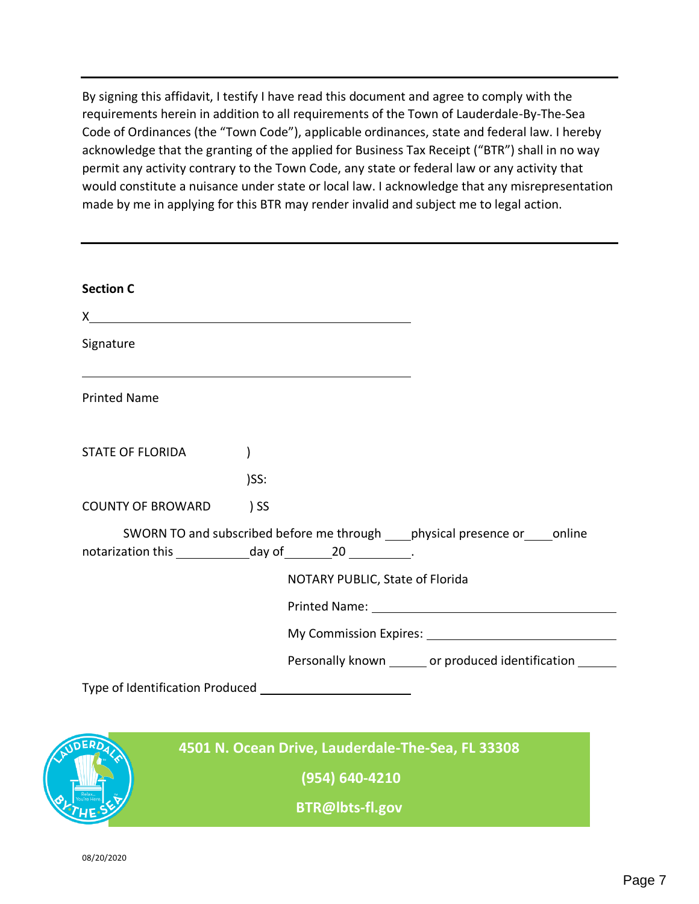By signing this affidavit, I testify I have read this document and agree to comply with the requirements herein in addition to all requirements of the Town of Lauderdale-By-The-Sea Code of Ordinances (the "Town Code"), applicable ordinances, state and federal law. I hereby acknowledge that the granting of the applied for Business Tax Receipt ("BTR") shall in no way permit any activity contrary to the Town Code, any state or federal law or any activity that would constitute a nuisance under state or local law. I acknowledge that any misrepresentation made by me in applying for this BTR may render invalid and subject me to legal action.

---

**Section C**

X________________________________________

Signature

_________________________________________

Printed Name

STATE OF FLORIDA )

)SS:

COUNTY OF BROWARD ) SS

SWORN TO and subscribed before me through ____physical presence or____online notarization this ___________day of_______20 _________.

NOTARY PUBLIC, State of Florida

Printed Name: ______________________________

My Commission Expires: ______________________________

Personally known ______ or produced identification ______

Type of Identification Produced ______________________

4501 N. Ocean Drive, Lauderdale-The-Sea, FL 33308

(954) 640-4210

BTR@lbts-fl.gov

08/20/2020